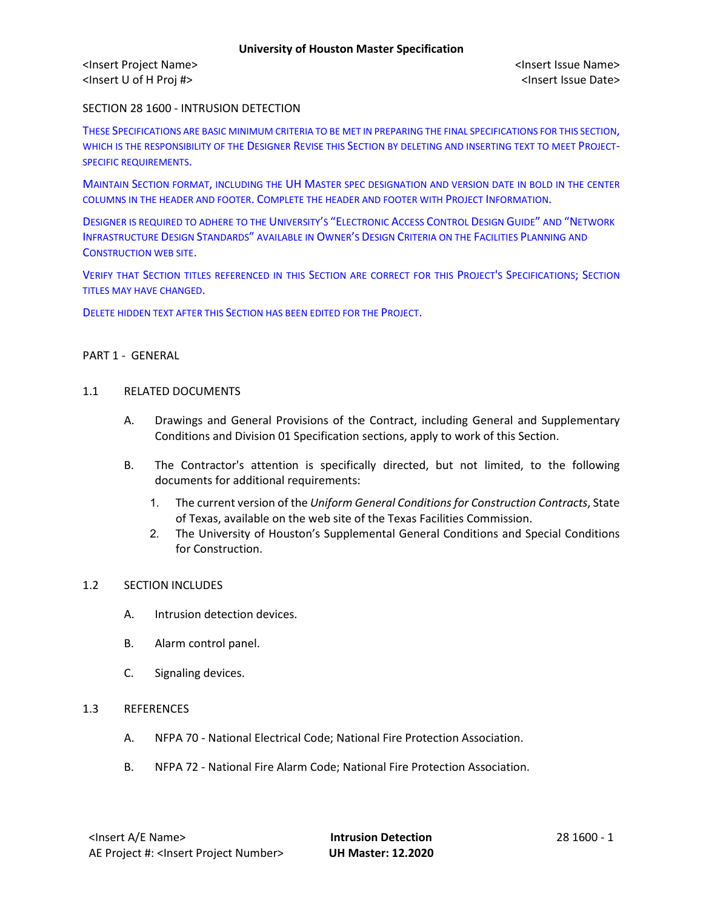<Insert Project Name> <Insert Issue Name>
<Insert U of H Proj #> <Insert Issue Date>

# SECTION 28 1600 - INTRUSION DETECTION

THESE SPECIFICATIONS ARE BASIC MINIMUM CRITERIA TO BE MET IN PREPARING THE FINAL SPECIFICATIONS FOR THIS SECTION, WHICH IS THE RESPONSIBILITY OF THE DESIGNER REVISE THIS SECTION BY DELETING AND INSERTING TEXT TO MEET PROJECT-SPECIFIC REQUIREMENTS.

MAINTAIN SECTION FORMAT, INCLUDING THE UH MASTER SPEC DESIGNATION AND VERSION DATE IN BOLD IN THE CENTER COLUMNS IN THE HEADER AND FOOTER. COMPLETE THE HEADER AND FOOTER WITH PROJECT INFORMATION.

DESIGNER IS REQUIRED TO ADHERE TO THE UNIVERSITY'S "ELECTRONIC ACCESS CONTROL DESIGN GUIDE" AND "NETWORK INFRASTRUCTURE DESIGN STANDARDS" AVAILABLE IN OWNER'S DESIGN CRITERIA ON THE FACILITIES PLANNING AND CONSTRUCTION WEB SITE.

VERIFY THAT SECTION TITLES REFERENCED IN THIS SECTION ARE CORRECT FOR THIS PROJECT'S SPECIFICATIONS; SECTION TITLES MAY HAVE CHANGED.

DELETE HIDDEN TEXT AFTER THIS SECTION HAS BEEN EDITED FOR THE PROJECT.

## PART 1 - GENERAL

### 1.1 RELATED DOCUMENTS

A. Drawings and General Provisions of the Contract, including General and Supplementary Conditions and Division 01 Specification sections, apply to work of this Section.

B. The Contractor's attention is specifically directed, but not limited, to the following documents for additional requirements:

1. The current version of the *Uniform General Conditions for Construction Contracts*, State of Texas, available on the web site of the Texas Facilities Commission.
2. The University of Houston's Supplemental General Conditions and Special Conditions for Construction.

### 1.2 SECTION INCLUDES

A. Intrusion detection devices.

B. Alarm control panel.

C. Signaling devices.

### 1.3 REFERENCES

A. NFPA 70 - National Electrical Code; National Fire Protection Association.

B. NFPA 72 - National Fire Alarm Code; National Fire Protection Association.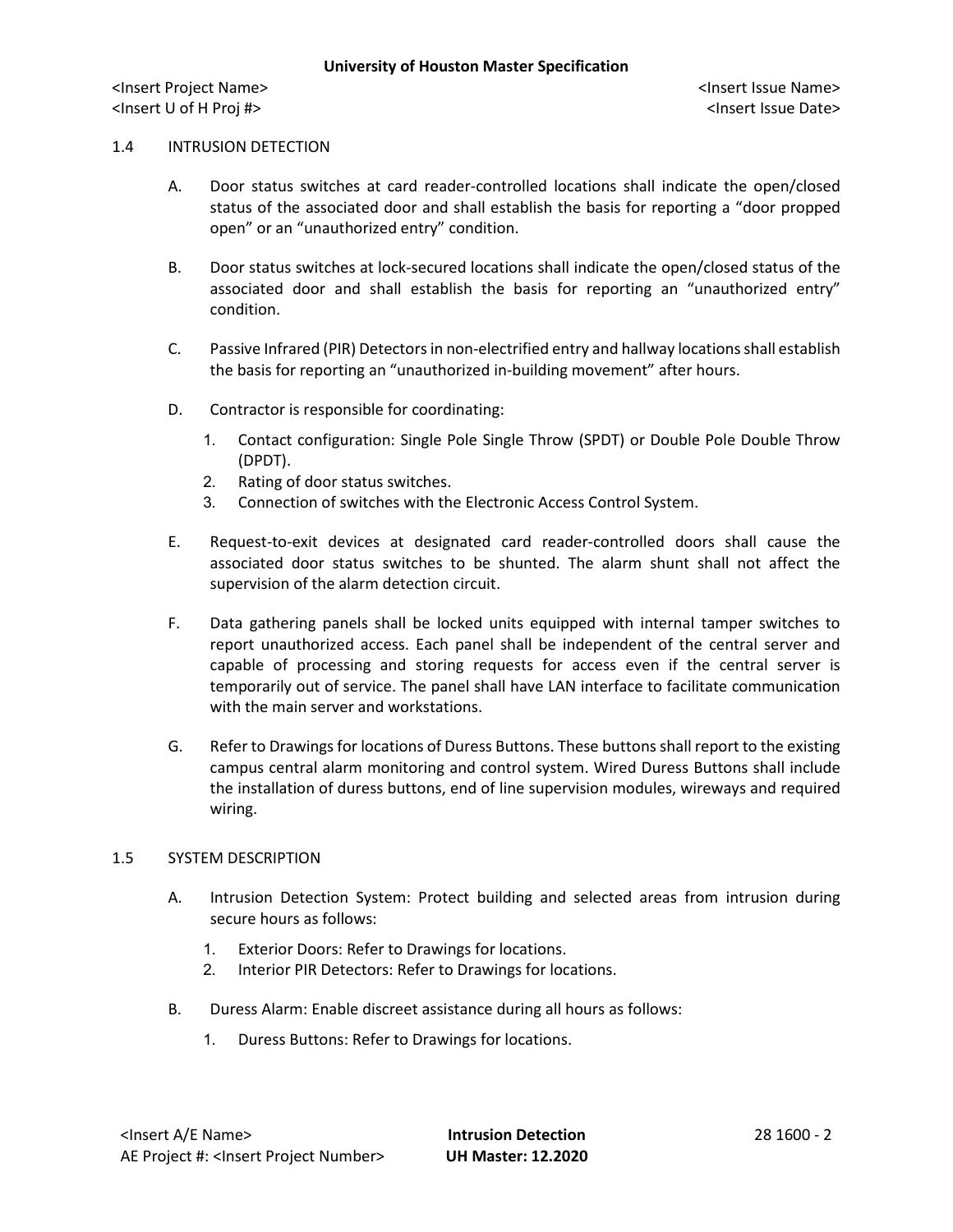## 1.4 INTRUSION DETECTION

A. Door status switches at card reader-controlled locations shall indicate the open/closed status of the associated door and shall establish the basis for reporting a "door propped open" or an "unauthorized entry" condition.

B. Door status switches at lock-secured locations shall indicate the open/closed status of the associated door and shall establish the basis for reporting an "unauthorized entry" condition.

C. Passive Infrared (PIR) Detectors in non-electrified entry and hallway locations shall establish the basis for reporting an "unauthorized in-building movement" after hours.

D. Contractor is responsible for coordinating:

1. Contact configuration: Single Pole Single Throw (SPDT) or Double Pole Double Throw (DPDT).
2. Rating of door status switches.
3. Connection of switches with the Electronic Access Control System.

E. Request-to-exit devices at designated card reader-controlled doors shall cause the associated door status switches to be shunted. The alarm shunt shall not affect the supervision of the alarm detection circuit.

F. Data gathering panels shall be locked units equipped with internal tamper switches to report unauthorized access. Each panel shall be independent of the central server and capable of processing and storing requests for access even if the central server is temporarily out of service. The panel shall have LAN interface to facilitate communication with the main server and workstations.

G. Refer to Drawings for locations of Duress Buttons. These buttons shall report to the existing campus central alarm monitoring and control system. Wired Duress Buttons shall include the installation of duress buttons, end of line supervision modules, wireways and required wiring.

## 1.5 SYSTEM DESCRIPTION

A. Intrusion Detection System: Protect building and selected areas from intrusion during secure hours as follows:

1. Exterior Doors: Refer to Drawings for locations.
2. Interior PIR Detectors: Refer to Drawings for locations.

B. Duress Alarm: Enable discreet assistance during all hours as follows:

1. Duress Buttons: Refer to Drawings for locations.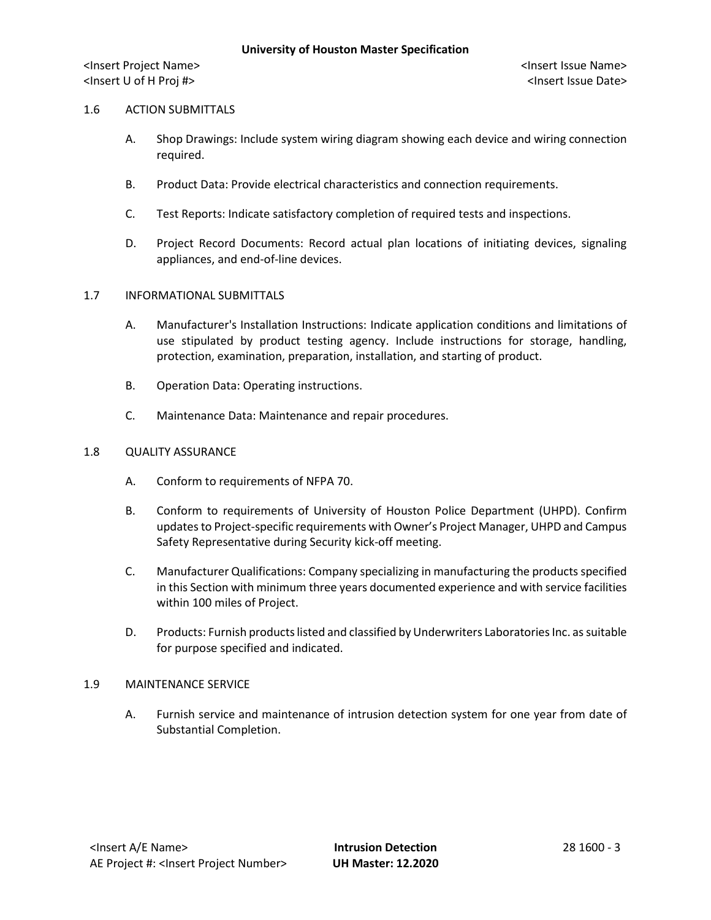## 1.6 ACTION SUBMITTALS

A. Shop Drawings: Include system wiring diagram showing each device and wiring connection required.

B. Product Data: Provide electrical characteristics and connection requirements.

C. Test Reports: Indicate satisfactory completion of required tests and inspections.

D. Project Record Documents: Record actual plan locations of initiating devices, signaling appliances, and end-of-line devices.

## 1.7 INFORMATIONAL SUBMITTALS

A. Manufacturer's Installation Instructions: Indicate application conditions and limitations of use stipulated by product testing agency. Include instructions for storage, handling, protection, examination, preparation, installation, and starting of product.

B. Operation Data: Operating instructions.

C. Maintenance Data: Maintenance and repair procedures.

## 1.8 QUALITY ASSURANCE

A. Conform to requirements of NFPA 70.

B. Conform to requirements of University of Houston Police Department (UHPD). Confirm updates to Project-specific requirements with Owner's Project Manager, UHPD and Campus Safety Representative during Security kick-off meeting.

C. Manufacturer Qualifications: Company specializing in manufacturing the products specified in this Section with minimum three years documented experience and with service facilities within 100 miles of Project.

D. Products: Furnish products listed and classified by Underwriters Laboratories Inc. as suitable for purpose specified and indicated.

## 1.9 MAINTENANCE SERVICE

A. Furnish service and maintenance of intrusion detection system for one year from date of Substantial Completion.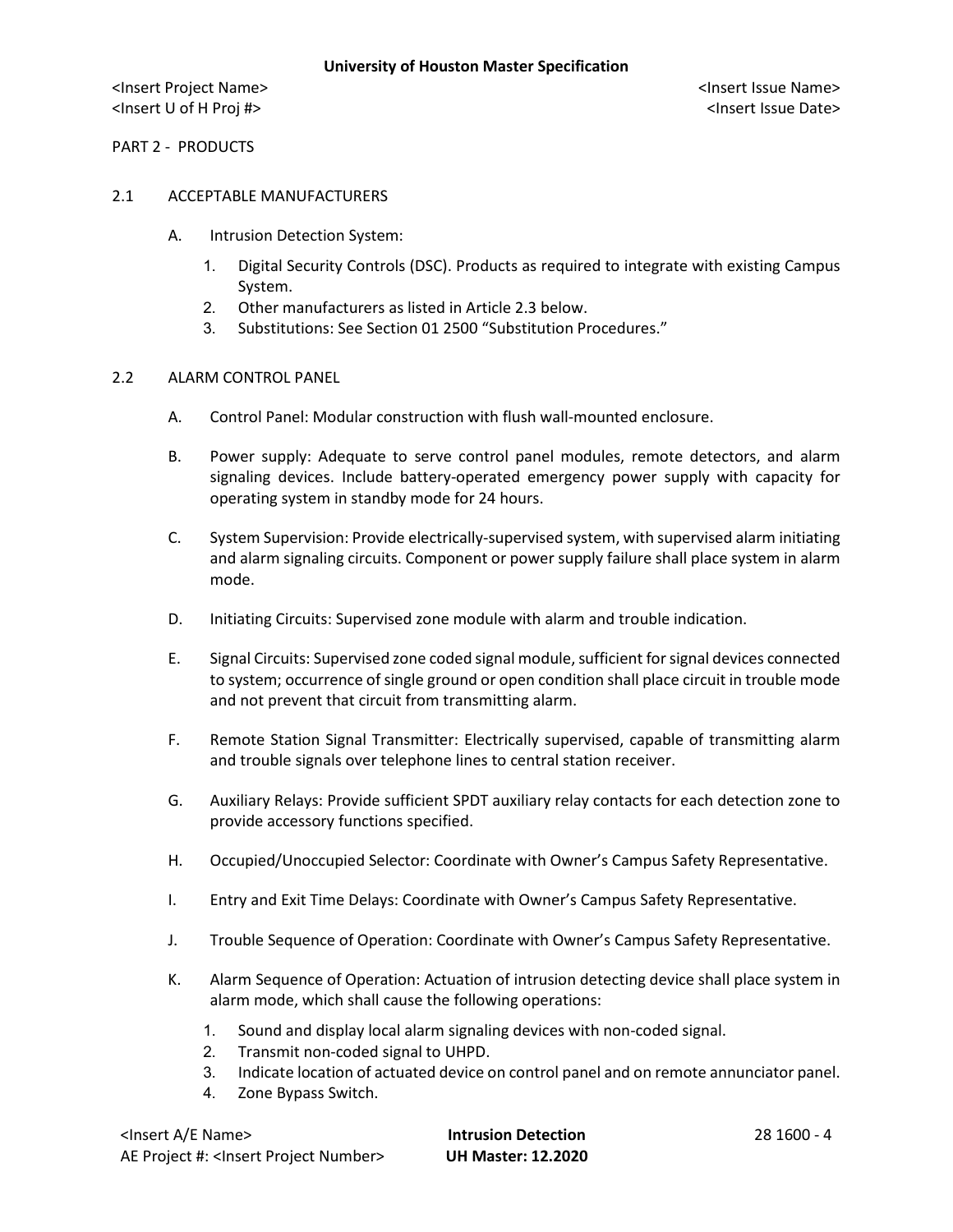PART 2 - PRODUCTS

## 2.1 ACCEPTABLE MANUFACTURERS

A. Intrusion Detection System:

1. Digital Security Controls (DSC). Products as required to integrate with existing Campus System.
2. Other manufacturers as listed in Article 2.3 below.
3. Substitutions: See Section 01 2500 "Substitution Procedures."

## 2.2 ALARM CONTROL PANEL

A. Control Panel: Modular construction with flush wall-mounted enclosure.

B. Power supply: Adequate to serve control panel modules, remote detectors, and alarm signaling devices. Include battery-operated emergency power supply with capacity for operating system in standby mode for 24 hours.

C. System Supervision: Provide electrically-supervised system, with supervised alarm initiating and alarm signaling circuits. Component or power supply failure shall place system in alarm mode.

D. Initiating Circuits: Supervised zone module with alarm and trouble indication.

E. Signal Circuits: Supervised zone coded signal module, sufficient for signal devices connected to system; occurrence of single ground or open condition shall place circuit in trouble mode and not prevent that circuit from transmitting alarm.

F. Remote Station Signal Transmitter: Electrically supervised, capable of transmitting alarm and trouble signals over telephone lines to central station receiver.

G. Auxiliary Relays: Provide sufficient SPDT auxiliary relay contacts for each detection zone to provide accessory functions specified.

H. Occupied/Unoccupied Selector: Coordinate with Owner's Campus Safety Representative.

I. Entry and Exit Time Delays: Coordinate with Owner's Campus Safety Representative.

J. Trouble Sequence of Operation: Coordinate with Owner's Campus Safety Representative.

K. Alarm Sequence of Operation: Actuation of intrusion detecting device shall place system in alarm mode, which shall cause the following operations:

1. Sound and display local alarm signaling devices with non-coded signal.
2. Transmit non-coded signal to UHPD.
3. Indicate location of actuated device on control panel and on remote annunciator panel.
4. Zone Bypass Switch.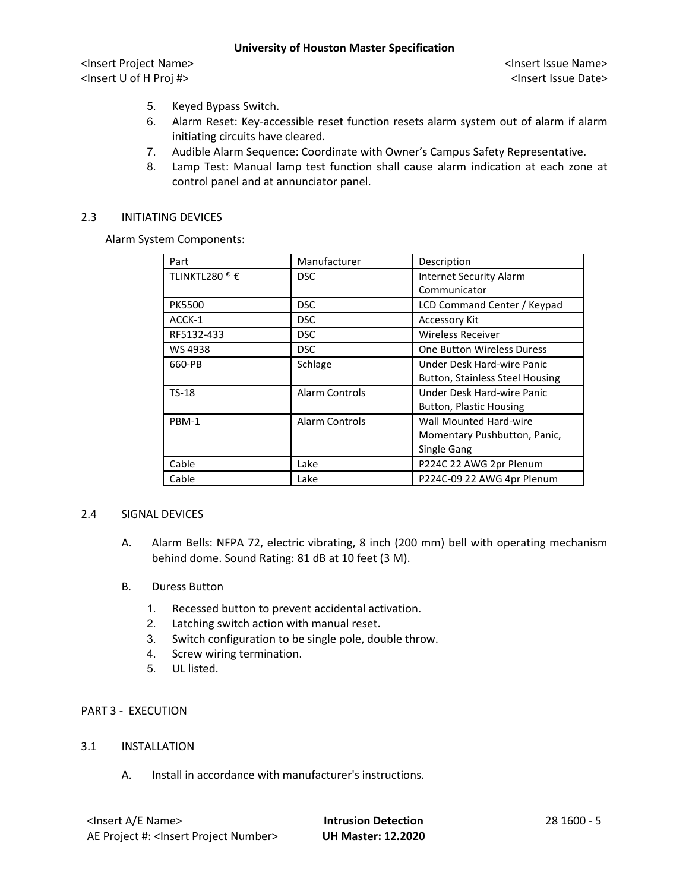5. Keyed Bypass Switch.
6. Alarm Reset: Key-accessible reset function resets alarm system out of alarm if alarm initiating circuits have cleared.
7. Audible Alarm Sequence: Coordinate with Owner's Campus Safety Representative.
8. Lamp Test: Manual lamp test function shall cause alarm indication at each zone at control panel and at annunciator panel.

## 2.3 INITIATING DEVICES

Alarm System Components:

| Part | Manufacturer | Description |
|---|---|---|
| TLINKTL280 ® € | DSC | Internet Security Alarm Communicator |
| PK5500 | DSC | LCD Command Center / Keypad |
| ACCK-1 | DSC | Accessory Kit |
| RF5132-433 | DSC | Wireless Receiver |
| WS 4938 | DSC | One Button Wireless Duress |
| 660-PB | Schlage | Under Desk Hard-wire Panic Button, Stainless Steel Housing |
| TS-18 | Alarm Controls | Under Desk Hard-wire Panic Button, Plastic Housing |
| PBM-1 | Alarm Controls | Wall Mounted Hard-wire Momentary Pushbutton, Panic, Single Gang |
| Cable | Lake | P224C 22 AWG 2pr Plenum |
| Cable | Lake | P224C-09 22 AWG 4pr Plenum |

## 2.4 SIGNAL DEVICES

A. Alarm Bells: NFPA 72, electric vibrating, 8 inch (200 mm) bell with operating mechanism behind dome. Sound Rating: 81 dB at 10 feet (3 M).

B. Duress Button

1. Recessed button to prevent accidental activation.
2. Latching switch action with manual reset.
3. Switch configuration to be single pole, double throw.
4. Screw wiring termination.
5. UL listed.

# PART 3 - EXECUTION

## 3.1 INSTALLATION

A. Install in accordance with manufacturer's instructions.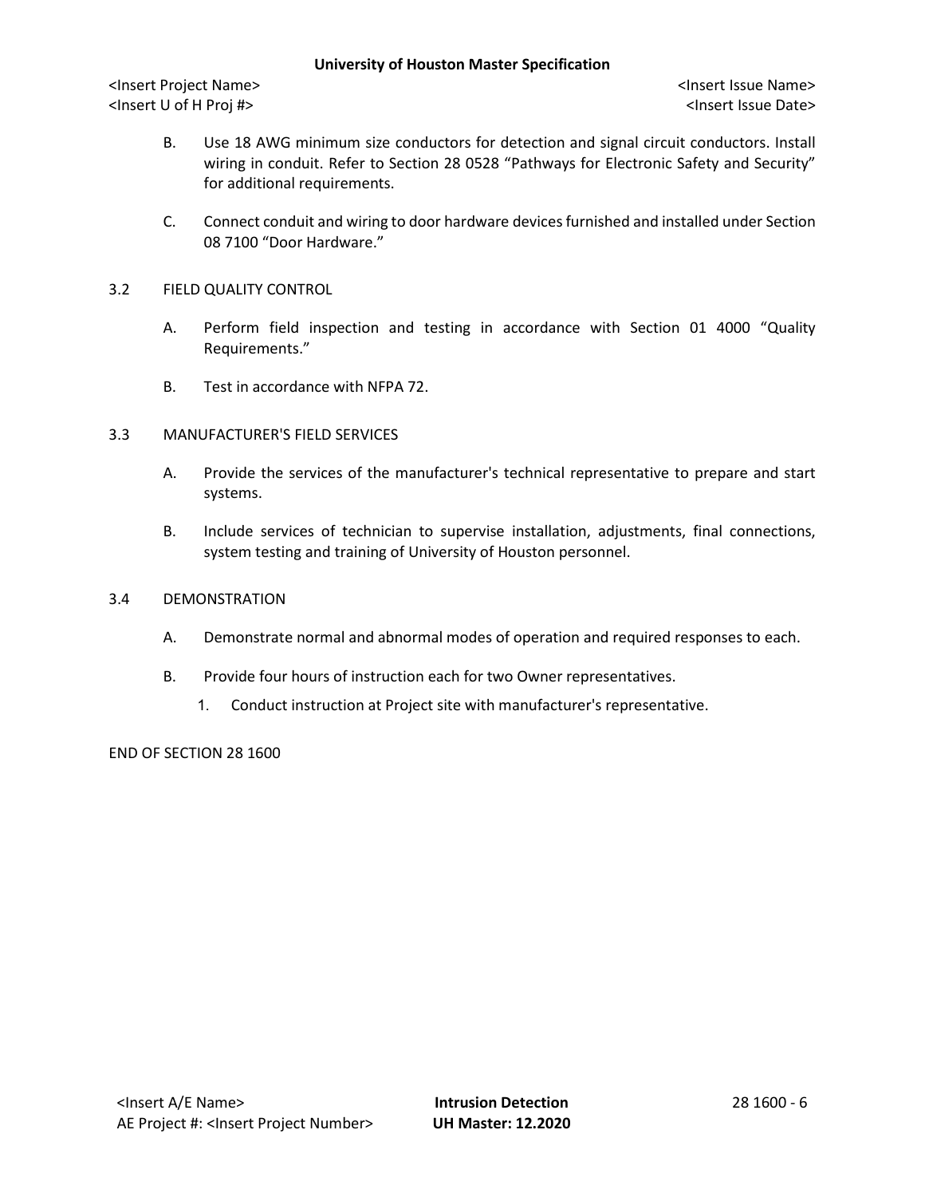B. Use 18 AWG minimum size conductors for detection and signal circuit conductors. Install wiring in conduit. Refer to Section 28 0528 "Pathways for Electronic Safety and Security" for additional requirements.

C. Connect conduit and wiring to door hardware devices furnished and installed under Section 08 7100 "Door Hardware."

## 3.2 FIELD QUALITY CONTROL

A. Perform field inspection and testing in accordance with Section 01 4000 "Quality Requirements."

B. Test in accordance with NFPA 72.

## 3.3 MANUFACTURER'S FIELD SERVICES

A. Provide the services of the manufacturer's technical representative to prepare and start systems.

B. Include services of technician to supervise installation, adjustments, final connections, system testing and training of University of Houston personnel.

## 3.4 DEMONSTRATION

A. Demonstrate normal and abnormal modes of operation and required responses to each.

B. Provide four hours of instruction each for two Owner representatives.

   1. Conduct instruction at Project site with manufacturer's representative.

END OF SECTION 28 1600